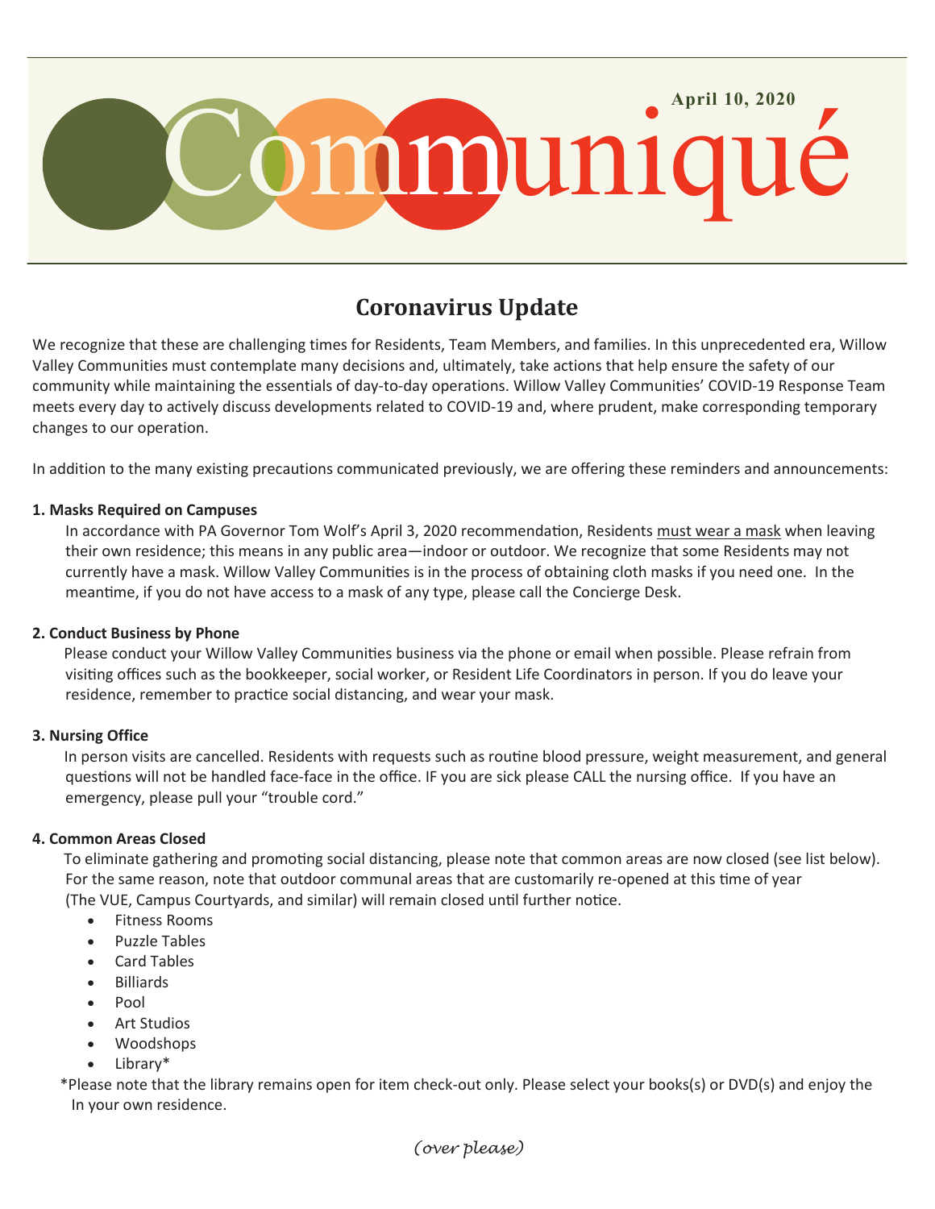# Communiqué

**April 10, 2020**

## Coronavirus Update

We recognize that these are challenging times for Residents, Team Members, and families. In this unprecedented era, Willow Valley Communities must contemplate many decisions and, ultimately, take actions that help ensure the safety of our community while maintaining the essentials of day-to-day operations. Willow Valley Communities' COVID-19 Response Team meets every day to actively discuss developments related to COVID-19 and, where prudent, make corresponding temporary changes to our operation.

In addition to the many existing precautions communicated previously, we are offering these reminders and announcements:

**1. Masks Required on Campuses**

In accordance with PA Governor Tom Wolf's April 3, 2020 recommendation, Residents must wear a mask when leaving their own residence; this means in any public area—indoor or outdoor. We recognize that some Residents may not currently have a mask. Willow Valley Communities is in the process of obtaining cloth masks if you need one. In the meantime, if you do not have access to a mask of any type, please call the Concierge Desk.

**2. Conduct Business by Phone**

Please conduct your Willow Valley Communities business via the phone or email when possible. Please refrain from visiting offices such as the bookkeeper, social worker, or Resident Life Coordinators in person. If you do leave your residence, remember to practice social distancing, and wear your mask.

**3. Nursing Office**

In person visits are cancelled. Residents with requests such as routine blood pressure, weight measurement, and general questions will not be handled face-face in the office. IF you are sick please CALL the nursing office. If you have an emergency, please pull your "trouble cord."

**4. Common Areas Closed**

To eliminate gathering and promoting social distancing, please note that common areas are now closed (see list below). For the same reason, note that outdoor communal areas that are customarily re-opened at this time of year (The VUE, Campus Courtyards, and similar) will remain closed until further notice.

- Fitness Rooms
- Puzzle Tables
- Card Tables
- Billiards
- Pool
- Art Studios
- Woodshops
- Library*

*Please note that the library remains open for item check-out only. Please select your books(s) or DVD(s) and enjoy the In your own residence.

*(over please)*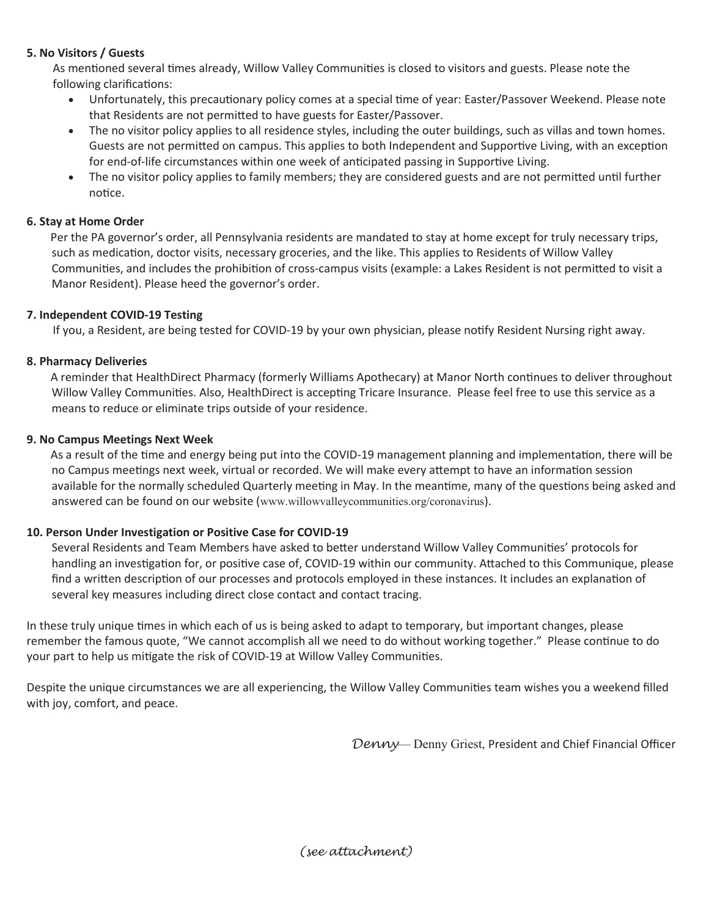**5. No Visitors / Guests**

As mentioned several times already, Willow Valley Communities is closed to visitors and guests. Please note the following clarifications:

- Unfortunately, this precautionary policy comes at a special time of year: Easter/Passover Weekend. Please note that Residents are not permitted to have guests for Easter/Passover.
- The no visitor policy applies to all residence styles, including the outer buildings, such as villas and town homes. Guests are not permitted on campus. This applies to both Independent and Supportive Living, with an exception for end-of-life circumstances within one week of anticipated passing in Supportive Living.
- The no visitor policy applies to family members; they are considered guests and are not permitted until further notice.

**6. Stay at Home Order**

Per the PA governor's order, all Pennsylvania residents are mandated to stay at home except for truly necessary trips, such as medication, doctor visits, necessary groceries, and the like. This applies to Residents of Willow Valley Communities, and includes the prohibition of cross-campus visits (example: a Lakes Resident is not permitted to visit a Manor Resident). Please heed the governor's order.

**7. Independent COVID-19 Testing**

If you, a Resident, are being tested for COVID-19 by your own physician, please notify Resident Nursing right away.

**8. Pharmacy Deliveries**

A reminder that HealthDirect Pharmacy (formerly Williams Apothecary) at Manor North continues to deliver throughout Willow Valley Communities. Also, HealthDirect is accepting Tricare Insurance. Please feel free to use this service as a means to reduce or eliminate trips outside of your residence.

**9. No Campus Meetings Next Week**

As a result of the time and energy being put into the COVID-19 management planning and implementation, there will be no Campus meetings next week, virtual or recorded. We will make every attempt to have an information session available for the normally scheduled Quarterly meeting in May. In the meantime, many of the questions being asked and answered can be found on our website (www.willowvalleycommunities.org/coronavirus).

**10. Person Under Investigation or Positive Case for COVID-19**

Several Residents and Team Members have asked to better understand Willow Valley Communities' protocols for handling an investigation for, or positive case of, COVID-19 within our community. Attached to this Communique, please find a written description of our processes and protocols employed in these instances. It includes an explanation of several key measures including direct close contact and contact tracing.

In these truly unique times in which each of us is being asked to adapt to temporary, but important changes, please remember the famous quote, "We cannot accomplish all we need to do without working together." Please continue to do your part to help us mitigate the risk of COVID-19 at Willow Valley Communities.

Despite the unique circumstances we are all experiencing, the Willow Valley Communities team wishes you a weekend filled with joy, comfort, and peace.

*Denny*— Denny Griest, President and Chief Financial Officer

*(see attachment)*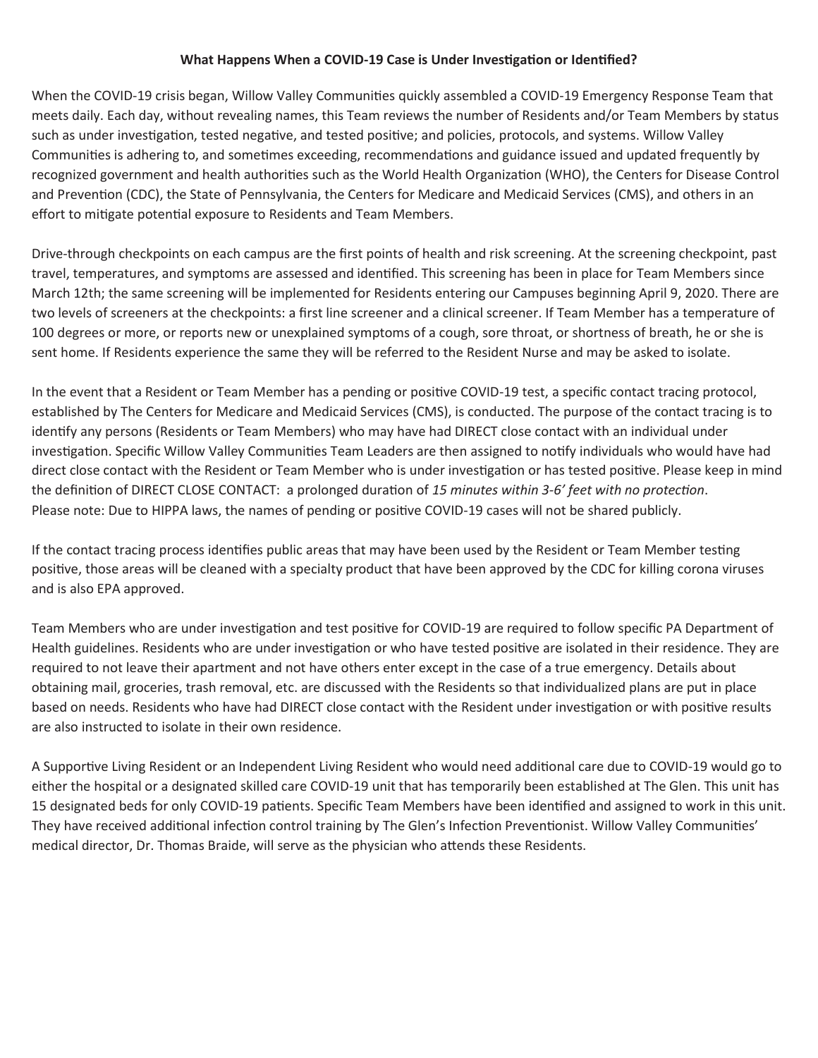**What Happens When a COVID-19 Case is Under Investigation or Identified?**

When the COVID-19 crisis began, Willow Valley Communities quickly assembled a COVID-19 Emergency Response Team that meets daily. Each day, without revealing names, this Team reviews the number of Residents and/or Team Members by status such as under investigation, tested negative, and tested positive; and policies, protocols, and systems. Willow Valley Communities is adhering to, and sometimes exceeding, recommendations and guidance issued and updated frequently by recognized government and health authorities such as the World Health Organization (WHO), the Centers for Disease Control and Prevention (CDC), the State of Pennsylvania, the Centers for Medicare and Medicaid Services (CMS), and others in an effort to mitigate potential exposure to Residents and Team Members.

Drive-through checkpoints on each campus are the first points of health and risk screening. At the screening checkpoint, past travel, temperatures, and symptoms are assessed and identified. This screening has been in place for Team Members since March 12th; the same screening will be implemented for Residents entering our Campuses beginning April 9, 2020. There are two levels of screeners at the checkpoints: a first line screener and a clinical screener. If Team Member has a temperature of 100 degrees or more, or reports new or unexplained symptoms of a cough, sore throat, or shortness of breath, he or she is sent home. If Residents experience the same they will be referred to the Resident Nurse and may be asked to isolate.

In the event that a Resident or Team Member has a pending or positive COVID-19 test, a specific contact tracing protocol, established by The Centers for Medicare and Medicaid Services (CMS), is conducted. The purpose of the contact tracing is to identify any persons (Residents or Team Members) who may have had DIRECT close contact with an individual under investigation. Specific Willow Valley Communities Team Leaders are then assigned to notify individuals who would have had direct close contact with the Resident or Team Member who is under investigation or has tested positive. Please keep in mind the definition of DIRECT CLOSE CONTACT: a prolonged duration of *15 minutes within 3-6' feet with no protection*.
Please note: Due to HIPPA laws, the names of pending or positive COVID-19 cases will not be shared publicly.

If the contact tracing process identifies public areas that may have been used by the Resident or Team Member testing positive, those areas will be cleaned with a specialty product that have been approved by the CDC for killing corona viruses and is also EPA approved.

Team Members who are under investigation and test positive for COVID-19 are required to follow specific PA Department of Health guidelines. Residents who are under investigation or who have tested positive are isolated in their residence. They are required to not leave their apartment and not have others enter except in the case of a true emergency. Details about obtaining mail, groceries, trash removal, etc. are discussed with the Residents so that individualized plans are put in place based on needs. Residents who have had DIRECT close contact with the Resident under investigation or with positive results are also instructed to isolate in their own residence.

A Supportive Living Resident or an Independent Living Resident who would need additional care due to COVID-19 would go to either the hospital or a designated skilled care COVID-19 unit that has temporarily been established at The Glen. This unit has 15 designated beds for only COVID-19 patients. Specific Team Members have been identified and assigned to work in this unit. They have received additional infection control training by The Glen's Infection Preventionist. Willow Valley Communities' medical director, Dr. Thomas Braide, will serve as the physician who attends these Residents.